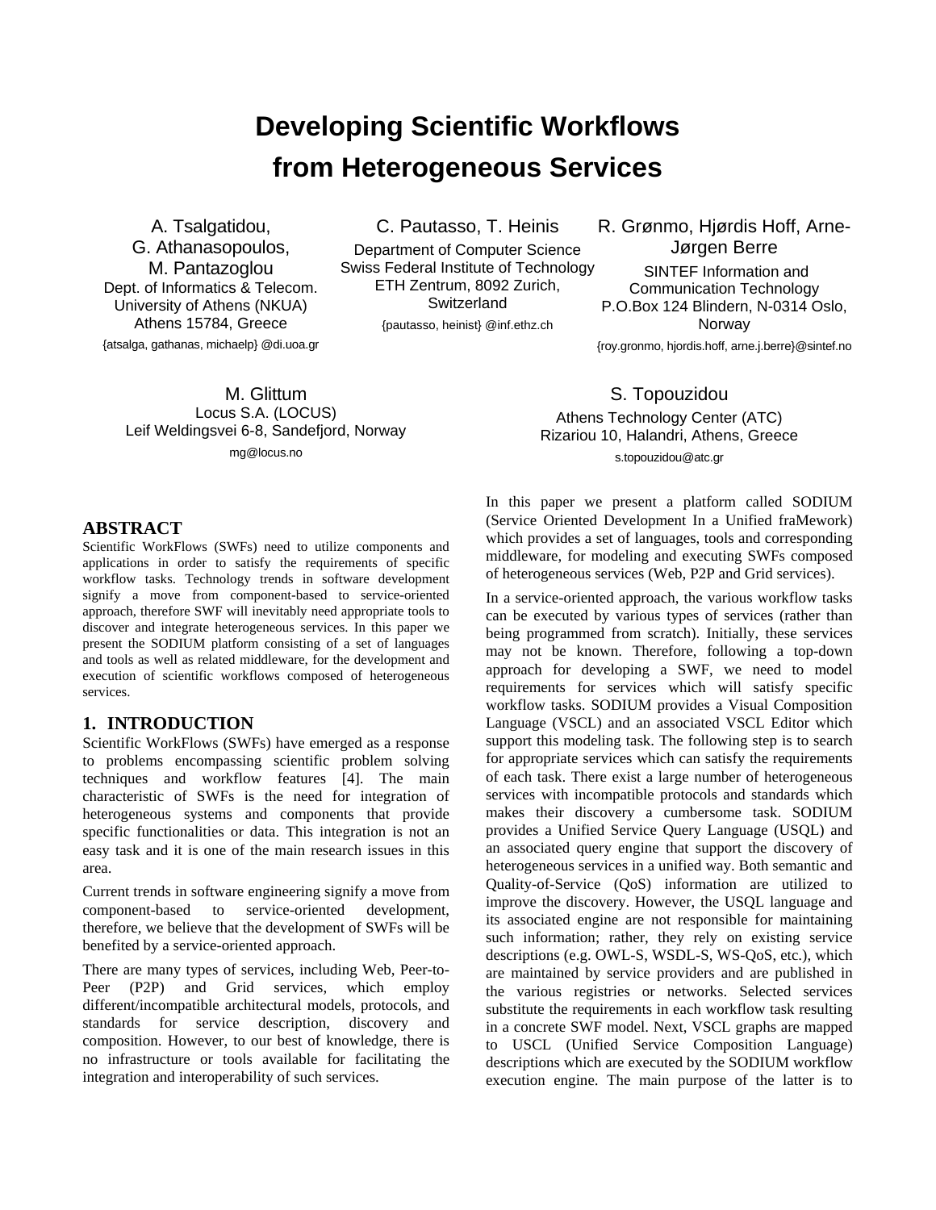# Developing Scientific Workflows from Heterogeneous Services

A. Tsalgatidou, G. Athanasopoulos, M. Pantazoglou
Dept. of Informatics & Telecom.
University of Athens (NKUA)
Athens 15784, Greece
{atsalga, gathanas, michaelp} @di.uoa.gr

C. Pautasso, T. Heinis
Department of Computer Science
Swiss Federal Institute of Technology
ETH Zentrum, 8092 Zurich, Switzerland
{pautasso, heinist} @inf.ethz.ch

R. Grønmo, Hjørdis Hoff, Arne-Jørgen Berre
SINTEF Information and Communication Technology
P.O.Box 124 Blindern, N-0314 Oslo, Norway
{roy.gronmo, hjordis.hoff, arne.j.berre}@sintef.no

M. Glittum
Locus S.A. (LOCUS)
Leif Weldingsvei 6-8, Sandefjord, Norway
mg@locus.no

S. Topouzidou
Athens Technology Center (ATC)
Rizariou 10, Halandri, Athens, Greece
s.topouzidou@atc.gr

## ABSTRACT

Scientific WorkFlows (SWFs) need to utilize components and applications in order to satisfy the requirements of specific workflow tasks. Technology trends in software development signify a move from component-based to service-oriented approach, therefore SWF will inevitably need appropriate tools to discover and integrate heterogeneous services. In this paper we present the SODIUM platform consisting of a set of languages and tools as well as related middleware, for the development and execution of scientific workflows composed of heterogeneous services.

## 1. INTRODUCTION

Scientific WorkFlows (SWFs) have emerged as a response to problems encompassing scientific problem solving techniques and workflow features [4]. The main characteristic of SWFs is the need for integration of heterogeneous systems and components that provide specific functionalities or data. This integration is not an easy task and it is one of the main research issues in this area.

Current trends in software engineering signify a move from component-based to service-oriented development, therefore, we believe that the development of SWFs will be benefited by a service-oriented approach.

There are many types of services, including Web, Peer-to-Peer (P2P) and Grid services, which employ different/incompatible architectural models, protocols, and standards for service description, discovery and composition. However, to our best of knowledge, there is no infrastructure or tools available for facilitating the integration and interoperability of such services.

In this paper we present a platform called SODIUM (Service Oriented Development In a Unified fraMework) which provides a set of languages, tools and corresponding middleware, for modeling and executing SWFs composed of heterogeneous services (Web, P2P and Grid services).

In a service-oriented approach, the various workflow tasks can be executed by various types of services (rather than being programmed from scratch). Initially, these services may not be known. Therefore, following a top-down approach for developing a SWF, we need to model requirements for services which will satisfy specific workflow tasks. SODIUM provides a Visual Composition Language (VSCL) and an associated VSCL Editor which support this modeling task. The following step is to search for appropriate services which can satisfy the requirements of each task. There exist a large number of heterogeneous services with incompatible protocols and standards which makes their discovery a cumbersome task. SODIUM provides a Unified Service Query Language (USQL) and an associated query engine that support the discovery of heterogeneous services in a unified way. Both semantic and Quality-of-Service (QoS) information are utilized to improve the discovery. However, the USQL language and its associated engine are not responsible for maintaining such information; rather, they rely on existing service descriptions (e.g. OWL-S, WSDL-S, WS-QoS, etc.), which are maintained by service providers and are published in the various registries or networks. Selected services substitute the requirements in each workflow task resulting in a concrete SWF model. Next, VSCL graphs are mapped to USCL (Unified Service Composition Language) descriptions which are executed by the SODIUM workflow execution engine. The main purpose of the latter is to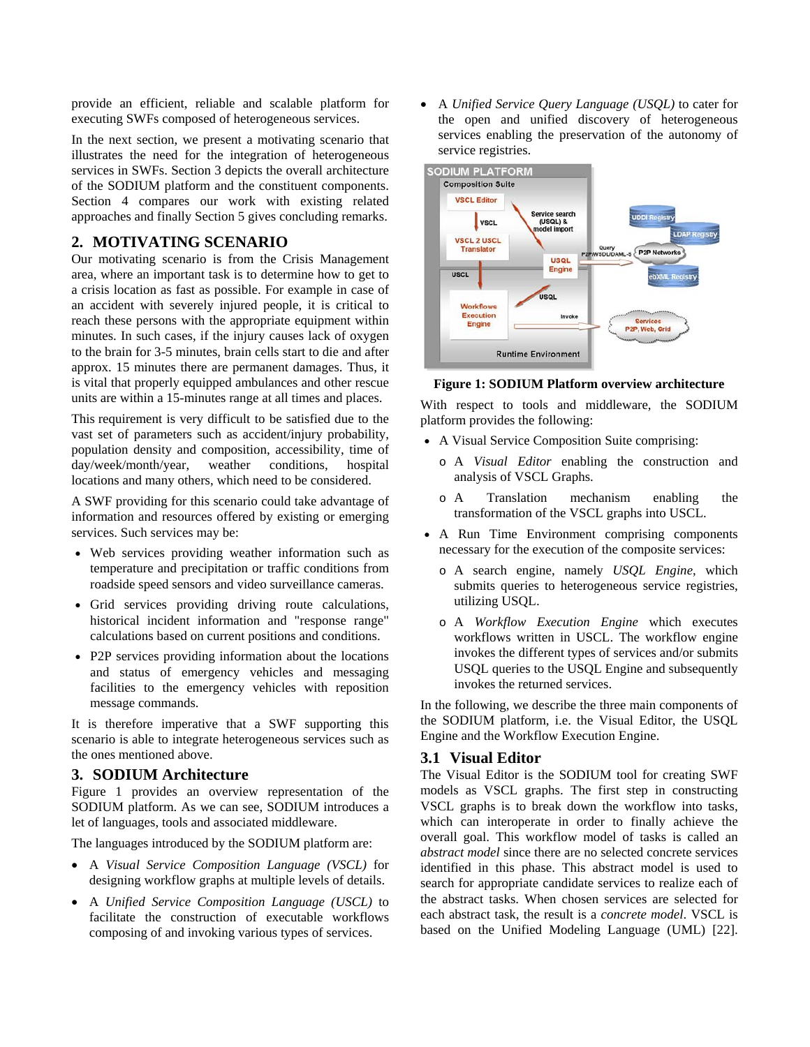provide an efficient, reliable and scalable platform for executing SWFs composed of heterogeneous services.

In the next section, we present a motivating scenario that illustrates the need for the integration of heterogeneous services in SWFs. Section 3 depicts the overall architecture of the SODIUM platform and the constituent components. Section 4 compares our work with existing related approaches and finally Section 5 gives concluding remarks.

## 2. MOTIVATING SCENARIO

Our motivating scenario is from the Crisis Management area, where an important task is to determine how to get to a crisis location as fast as possible. For example in case of an accident with severely injured people, it is critical to reach these persons with the appropriate equipment within minutes. In such cases, if the injury causes lack of oxygen to the brain for 3-5 minutes, brain cells start to die and after approx. 15 minutes there are permanent damages. Thus, it is vital that properly equipped ambulances and other rescue units are within a 15-minutes range at all times and places.

This requirement is very difficult to be satisfied due to the vast set of parameters such as accident/injury probability, population density and composition, accessibility, time of day/week/month/year, weather conditions, hospital locations and many others, which need to be considered.

A SWF providing for this scenario could take advantage of information and resources offered by existing or emerging services. Such services may be:

- Web services providing weather information such as temperature and precipitation or traffic conditions from roadside speed sensors and video surveillance cameras.
- Grid services providing driving route calculations, historical incident information and "response range" calculations based on current positions and conditions.
- P2P services providing information about the locations and status of emergency vehicles and messaging facilities to the emergency vehicles with reposition message commands.

It is therefore imperative that a SWF supporting this scenario is able to integrate heterogeneous services such as the ones mentioned above.

## 3. SODIUM Architecture

Figure 1 provides an overview representation of the SODIUM platform. As we can see, SODIUM introduces a let of languages, tools and associated middleware.

The languages introduced by the SODIUM platform are:

- A *Visual Service Composition Language (VSCL)* for designing workflow graphs at multiple levels of details.
- A *Unified Service Composition Language (USCL)* to facilitate the construction of executable workflows composing of and invoking various types of services.
- A *Unified Service Query Language (USQL)* to cater for the open and unified discovery of heterogeneous services enabling the preservation of the autonomy of service registries.

**Figure 1: SODIUM Platform overview architecture**

With respect to tools and middleware, the SODIUM platform provides the following:

- A Visual Service Composition Suite comprising:
  - A *Visual Editor* enabling the construction and analysis of VSCL Graphs.
  - A Translation mechanism enabling the transformation of the VSCL graphs into USCL.
- A Run Time Environment comprising components necessary for the execution of the composite services:
  - A search engine, namely *USQL Engine*, which submits queries to heterogeneous service registries, utilizing USQL.
  - A *Workflow Execution Engine* which executes workflows written in USCL. The workflow engine invokes the different types of services and/or submits USQL queries to the USQL Engine and subsequently invokes the returned services.

In the following, we describe the three main components of the SODIUM platform, i.e. the Visual Editor, the USQL Engine and the Workflow Execution Engine.

### 3.1 Visual Editor

The Visual Editor is the SODIUM tool for creating SWF models as VSCL graphs. The first step in constructing VSCL graphs is to break down the workflow into tasks, which can interoperate in order to finally achieve the overall goal. This workflow model of tasks is called an *abstract model* since there are no selected concrete services identified in this phase. This abstract model is used to search for appropriate candidate services to realize each of the abstract tasks. When chosen services are selected for each abstract task, the result is a *concrete model*. VSCL is based on the Unified Modeling Language (UML) [22].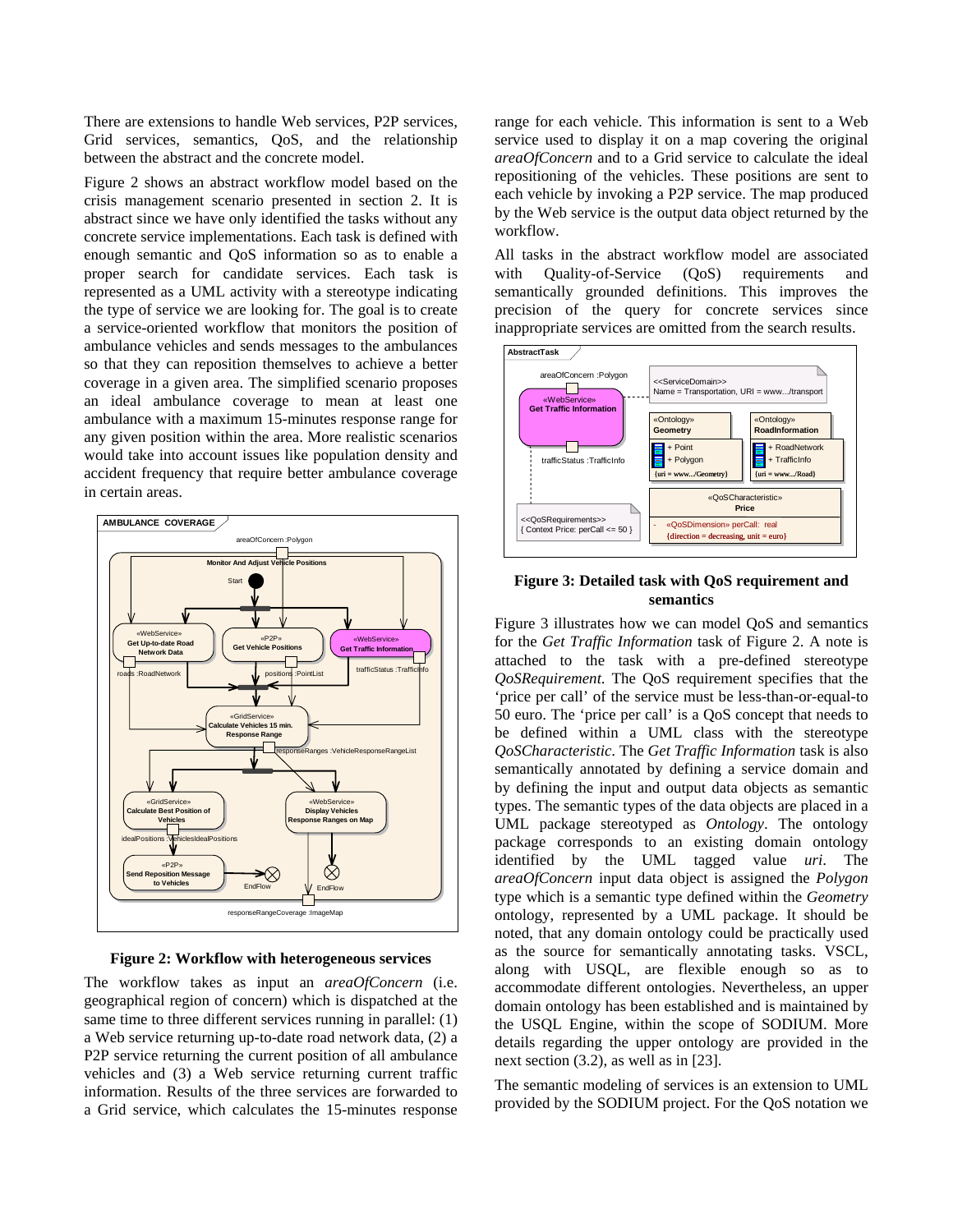There are extensions to handle Web services, P2P services, Grid services, semantics, QoS, and the relationship between the abstract and the concrete model.

Figure 2 shows an abstract workflow model based on the crisis management scenario presented in section 2. It is abstract since we have only identified the tasks without any concrete service implementations. Each task is defined with enough semantic and QoS information so as to enable a proper search for candidate services. Each task is represented as a UML activity with a stereotype indicating the type of service we are looking for. The goal is to create a service-oriented workflow that monitors the position of ambulance vehicles and sends messages to the ambulances so that they can reposition themselves to achieve a better coverage in a given area. The simplified scenario proposes an ideal ambulance coverage to mean at least one ambulance with a maximum 15-minutes response range for any given position within the area. More realistic scenarios would take into account issues like population density and accident frequency that require better ambulance coverage in certain areas.

**Figure 2: Workflow with heterogeneous services**

The workflow takes as input an *areaOfConcern* (i.e. geographical region of concern) which is dispatched at the same time to three different services running in parallel: (1) a Web service returning up-to-date road network data, (2) a P2P service returning the current position of all ambulance vehicles and (3) a Web service returning current traffic information. Results of the three services are forwarded to a Grid service, which calculates the 15-minutes response range for each vehicle. This information is sent to a Web service used to display it on a map covering the original *areaOfConcern* and to a Grid service to calculate the ideal repositioning of the vehicles. These positions are sent to each vehicle by invoking a P2P service. The map produced by the Web service is the output data object returned by the workflow.

All tasks in the abstract workflow model are associated with Quality-of-Service (QoS) requirements and semantically grounded definitions. This improves the precision of the query for concrete services since inappropriate services are omitted from the search results.

**Figure 3: Detailed task with QoS requirement and semantics**

Figure 3 illustrates how we can model QoS and semantics for the *Get Traffic Information* task of Figure 2. A note is attached to the task with a pre-defined stereotype *QoSRequirement.* The QoS requirement specifies that the 'price per call' of the service must be less-than-or-equal-to 50 euro. The 'price per call' is a QoS concept that needs to be defined within a UML class with the stereotype *QoSCharacteristic*. The *Get Traffic Information* task is also semantically annotated by defining a service domain and by defining the input and output data objects as semantic types. The semantic types of the data objects are placed in a UML package stereotyped as *Ontology*. The ontology package corresponds to an existing domain ontology identified by the UML tagged value *uri*. The *areaOfConcern* input data object is assigned the *Polygon* type which is a semantic type defined within the *Geometry* ontology, represented by a UML package. It should be noted, that any domain ontology could be practically used as the source for semantically annotating tasks. VSCL, along with USQL, are flexible enough so as to accommodate different ontologies. Nevertheless, an upper domain ontology has been established and is maintained by the USQL Engine, within the scope of SODIUM. More details regarding the upper ontology are provided in the next section (3.2), as well as in [23].

The semantic modeling of services is an extension to UML provided by the SODIUM project. For the QoS notation we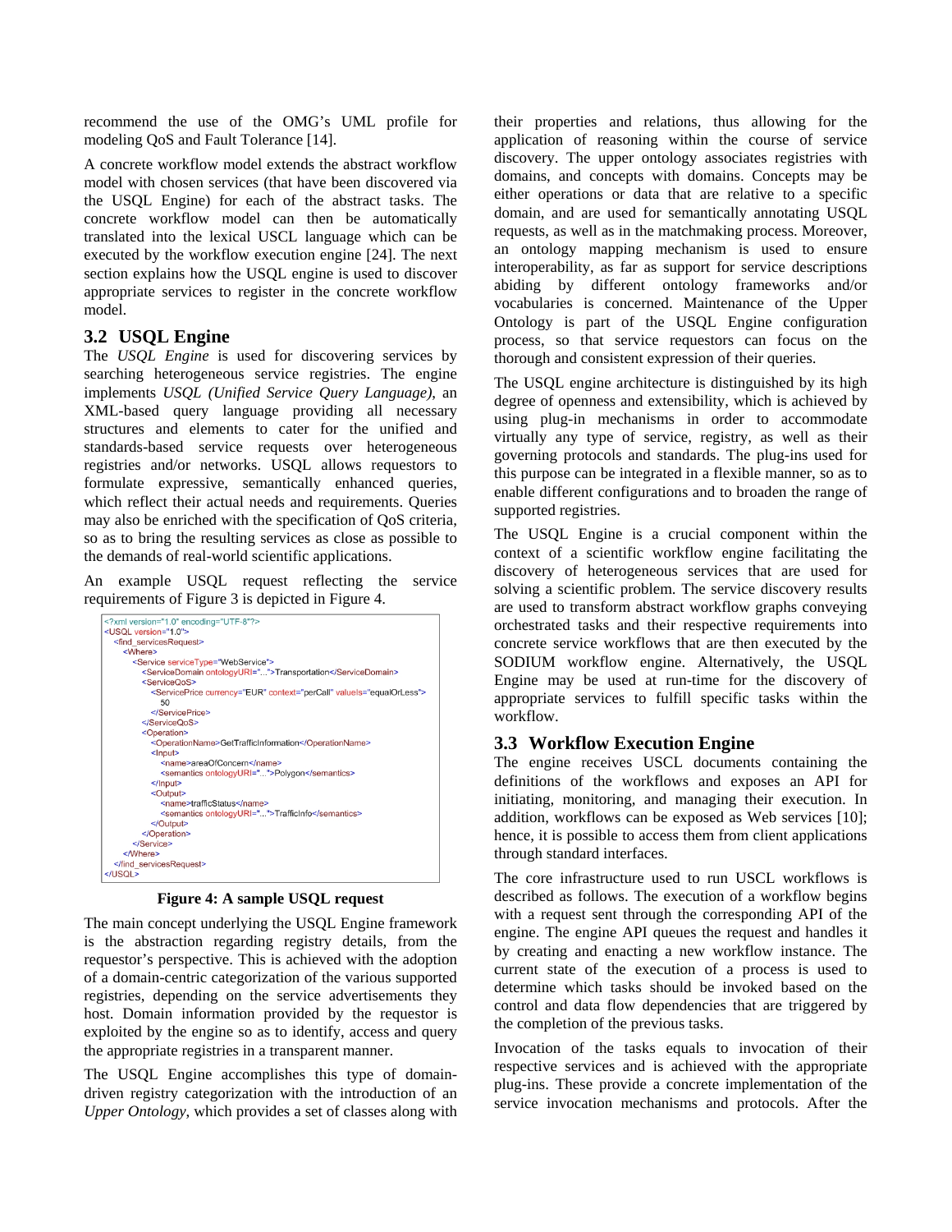recommend the use of the OMG's UML profile for modeling QoS and Fault Tolerance [14].

A concrete workflow model extends the abstract workflow model with chosen services (that have been discovered via the USQL Engine) for each of the abstract tasks. The concrete workflow model can then be automatically translated into the lexical USCL language which can be executed by the workflow execution engine [24]. The next section explains how the USQL engine is used to discover appropriate services to register in the concrete workflow model.

## 3.2 USQL Engine

The *USQL Engine* is used for discovering services by searching heterogeneous service registries. The engine implements *USQL (Unified Service Query Language)*, an XML-based query language providing all necessary structures and elements to cater for the unified and standards-based service requests over heterogeneous registries and/or networks. USQL allows requestors to formulate expressive, semantically enhanced queries, which reflect their actual needs and requirements. Queries may also be enriched with the specification of QoS criteria, so as to bring the resulting services as close as possible to the demands of real-world scientific applications.

An example USQL request reflecting the service requirements of Figure 3 is depicted in Figure 4.

```
<?xml version="1.0" encoding="UTF-8"?>
<USQL version="1.0">
  <find_servicesRequest>
    <Where>
      <Service serviceType="WebService">
        <ServiceDomain ontologyURI="...">Transportation</ServiceDomain>
        <ServiceQoS>
          <ServicePrice currency="EUR" context="perCall" valueIs="equalOrLess">
            50
          </ServicePrice>
        </ServiceQoS>
        <Operation>
          <OperationName>GetTrafficInformation</OperationName>
          <Input>
            <name>areaOfConcern</name>
            <semantics ontologyURI="...">Polygon</semantics>
          </Input>
          <Output>
            <name>trafficStatus</name>
            <semantics ontologyURI="...">TrafficInfo</semantics>
          </Output>
        </Operation>
      </Service>
    </Where>
  </find_servicesRequest>
</USQL>
```

**Figure 4: A sample USQL request**

The main concept underlying the USQL Engine framework is the abstraction regarding registry details, from the requestor's perspective. This is achieved with the adoption of a domain-centric categorization of the various supported registries, depending on the service advertisements they host. Domain information provided by the requestor is exploited by the engine so as to identify, access and query the appropriate registries in a transparent manner.

The USQL Engine accomplishes this type of domain-driven registry categorization with the introduction of an *Upper Ontology*, which provides a set of classes along with their properties and relations, thus allowing for the application of reasoning within the course of service discovery. The upper ontology associates registries with domains, and concepts with domains. Concepts may be either operations or data that are relative to a specific domain, and are used for semantically annotating USQL requests, as well as in the matchmaking process. Moreover, an ontology mapping mechanism is used to ensure interoperability, as far as support for service descriptions abiding by different ontology frameworks and/or vocabularies is concerned. Maintenance of the Upper Ontology is part of the USQL Engine configuration process, so that service requestors can focus on the thorough and consistent expression of their queries.

The USQL engine architecture is distinguished by its high degree of openness and extensibility, which is achieved by using plug-in mechanisms in order to accommodate virtually any type of service, registry, as well as their governing protocols and standards. The plug-ins used for this purpose can be integrated in a flexible manner, so as to enable different configurations and to broaden the range of supported registries.

The USQL Engine is a crucial component within the context of a scientific workflow engine facilitating the discovery of heterogeneous services that are used for solving a scientific problem. The service discovery results are used to transform abstract workflow graphs conveying orchestrated tasks and their respective requirements into concrete service workflows that are then executed by the SODIUM workflow engine. Alternatively, the USQL Engine may be used at run-time for the discovery of appropriate services to fulfill specific tasks within the workflow.

## 3.3 Workflow Execution Engine

The engine receives USCL documents containing the definitions of the workflows and exposes an API for initiating, monitoring, and managing their execution. In addition, workflows can be exposed as Web services [10]; hence, it is possible to access them from client applications through standard interfaces.

The core infrastructure used to run USCL workflows is described as follows. The execution of a workflow begins with a request sent through the corresponding API of the engine. The engine API queues the request and handles it by creating and enacting a new workflow instance. The current state of the execution of a process is used to determine which tasks should be invoked based on the control and data flow dependencies that are triggered by the completion of the previous tasks.

Invocation of the tasks equals to invocation of their respective services and is achieved with the appropriate plug-ins. These provide a concrete implementation of the service invocation mechanisms and protocols. After the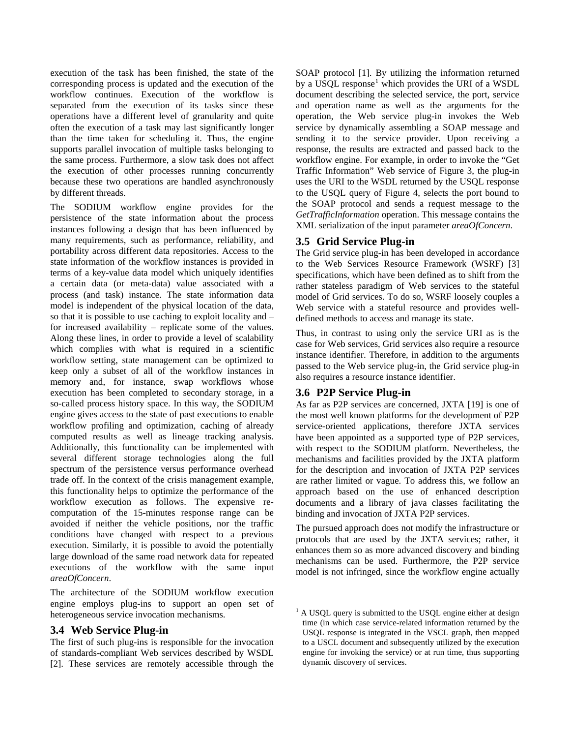execution of the task has been finished, the state of the corresponding process is updated and the execution of the workflow continues. Execution of the workflow is separated from the execution of its tasks since these operations have a different level of granularity and quite often the execution of a task may last significantly longer than the time taken for scheduling it. Thus, the engine supports parallel invocation of multiple tasks belonging to the same process. Furthermore, a slow task does not affect the execution of other processes running concurrently because these two operations are handled asynchronously by different threads.

The SODIUM workflow engine provides for the persistence of the state information about the process instances following a design that has been influenced by many requirements, such as performance, reliability, and portability across different data repositories. Access to the state information of the workflow instances is provided in terms of a key-value data model which uniquely identifies a certain data (or meta-data) value associated with a process (and task) instance. The state information data model is independent of the physical location of the data, so that it is possible to use caching to exploit locality and – for increased availability – replicate some of the values. Along these lines, in order to provide a level of scalability which complies with what is required in a scientific workflow setting, state management can be optimized to keep only a subset of all of the workflow instances in memory and, for instance, swap workflows whose execution has been completed to secondary storage, in a so-called process history space. In this way, the SODIUM engine gives access to the state of past executions to enable workflow profiling and optimization, caching of already computed results as well as lineage tracking analysis. Additionally, this functionality can be implemented with several different storage technologies along the full spectrum of the persistence versus performance overhead trade off. In the context of the crisis management example, this functionality helps to optimize the performance of the workflow execution as follows. The expensive re-computation of the 15-minutes response range can be avoided if neither the vehicle positions, nor the traffic conditions have changed with respect to a previous execution. Similarly, it is possible to avoid the potentially large download of the same road network data for repeated executions of the workflow with the same input *areaOfConcern*.

The architecture of the SODIUM workflow execution engine employs plug-ins to support an open set of heterogeneous service invocation mechanisms.

### 3.4 Web Service Plug-in

The first of such plug-ins is responsible for the invocation of standards-compliant Web services described by WSDL [2]. These services are remotely accessible through the SOAP protocol [1]. By utilizing the information returned by a USQL response[1] which provides the URI of a WSDL document describing the selected service, the port, service and operation name as well as the arguments for the operation, the Web service plug-in invokes the Web service by dynamically assembling a SOAP message and sending it to the service provider. Upon receiving a response, the results are extracted and passed back to the workflow engine. For example, in order to invoke the "Get Traffic Information" Web service of Figure 3, the plug-in uses the URI to the WSDL returned by the USQL response to the USQL query of Figure 4, selects the port bound to the SOAP protocol and sends a request message to the *GetTrafficInformation* operation. This message contains the XML serialization of the input parameter *areaOfConcern*.

### 3.5 Grid Service Plug-in

The Grid service plug-in has been developed in accordance to the Web Services Resource Framework (WSRF) [3] specifications, which have been defined as to shift from the rather stateless paradigm of Web services to the stateful model of Grid services. To do so, WSRF loosely couples a Web service with a stateful resource and provides well-defined methods to access and manage its state.

Thus, in contrast to using only the service URI as is the case for Web services, Grid services also require a resource instance identifier. Therefore, in addition to the arguments passed to the Web service plug-in, the Grid service plug-in also requires a resource instance identifier.

### 3.6 P2P Service Plug-in

As far as P2P services are concerned, JXTA [19] is one of the most well known platforms for the development of P2P service-oriented applications, therefore JXTA services have been appointed as a supported type of P2P services, with respect to the SODIUM platform. Nevertheless, the mechanisms and facilities provided by the JXTA platform for the description and invocation of JXTA P2P services are rather limited or vague. To address this, we follow an approach based on the use of enhanced description documents and a library of java classes facilitating the binding and invocation of JXTA P2P services.

The pursued approach does not modify the infrastructure or protocols that are used by the JXTA services; rather, it enhances them so as more advanced discovery and binding mechanisms can be used. Furthermore, the P2P service model is not infringed, since the workflow engine actually

[1] A USQL query is submitted to the USQL engine either at design time (in which case service-related information returned by the USQL response is integrated in the VSCL graph, then mapped to a USCL document and subsequently utilized by the execution engine for invoking the service) or at run time, thus supporting dynamic discovery of services.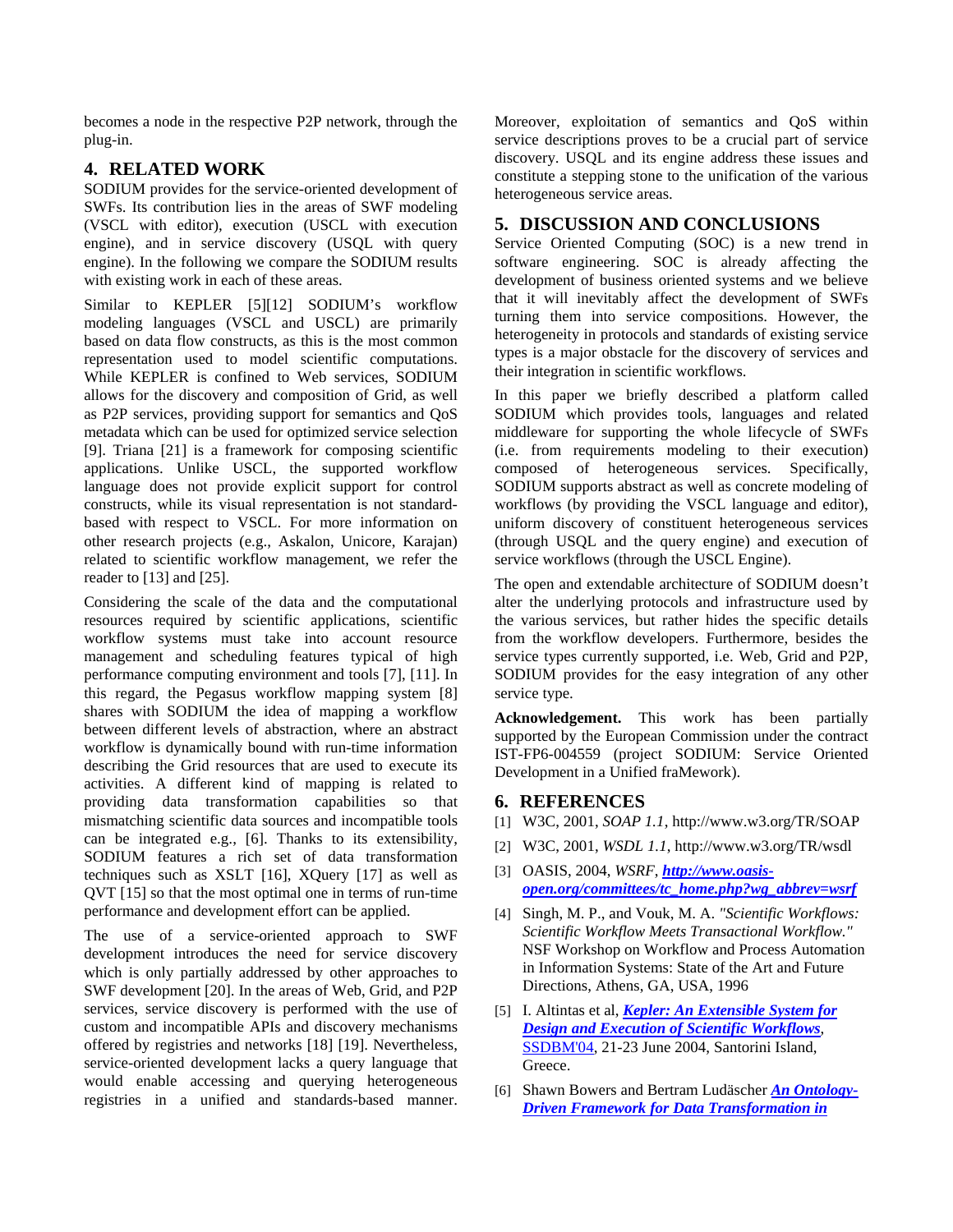becomes a node in the respective P2P network, through the plug-in.

## 4. RELATED WORK

SODIUM provides for the service-oriented development of SWFs. Its contribution lies in the areas of SWF modeling (VSCL with editor), execution (USCL with execution engine), and in service discovery (USQL with query engine). In the following we compare the SODIUM results with existing work in each of these areas.

Similar to KEPLER [5][12] SODIUM's workflow modeling languages (VSCL and USCL) are primarily based on data flow constructs, as this is the most common representation used to model scientific computations. While KEPLER is confined to Web services, SODIUM allows for the discovery and composition of Grid, as well as P2P services, providing support for semantics and QoS metadata which can be used for optimized service selection [9]. Triana [21] is a framework for composing scientific applications. Unlike USCL, the supported workflow language does not provide explicit support for control constructs, while its visual representation is not standard-based with respect to VSCL. For more information on other research projects (e.g., Askalon, Unicore, Karajan) related to scientific workflow management, we refer the reader to [13] and [25].

Considering the scale of the data and the computational resources required by scientific applications, scientific workflow systems must take into account resource management and scheduling features typical of high performance computing environment and tools [7], [11]. In this regard, the Pegasus workflow mapping system [8] shares with SODIUM the idea of mapping a workflow between different levels of abstraction, where an abstract workflow is dynamically bound with run-time information describing the Grid resources that are used to execute its activities. A different kind of mapping is related to providing data transformation capabilities so that mismatching scientific data sources and incompatible tools can be integrated e.g., [6]. Thanks to its extensibility, SODIUM features a rich set of data transformation techniques such as XSLT [16], XQuery [17] as well as QVT [15] so that the most optimal one in terms of run-time performance and development effort can be applied.

The use of a service-oriented approach to SWF development introduces the need for service discovery which is only partially addressed by other approaches to SWF development [20]. In the areas of Web, Grid, and P2P services, service discovery is performed with the use of custom and incompatible APIs and discovery mechanisms offered by registries and networks [18] [19]. Nevertheless, service-oriented development lacks a query language that would enable accessing and querying heterogeneous registries in a unified and standards-based manner. Moreover, exploitation of semantics and QoS within service descriptions proves to be a crucial part of service discovery. USQL and its engine address these issues and constitute a stepping stone to the unification of the various heterogeneous service areas.

## 5. DISCUSSION AND CONCLUSIONS

Service Oriented Computing (SOC) is a new trend in software engineering. SOC is already affecting the development of business oriented systems and we believe that it will inevitably affect the development of SWFs turning them into service compositions. However, the heterogeneity in protocols and standards of existing service types is a major obstacle for the discovery of services and their integration in scientific workflows.

In this paper we briefly described a platform called SODIUM which provides tools, languages and related middleware for supporting the whole lifecycle of SWFs (i.e. from requirements modeling to their execution) composed of heterogeneous services. Specifically, SODIUM supports abstract as well as concrete modeling of workflows (by providing the VSCL language and editor), uniform discovery of constituent heterogeneous services (through USQL and the query engine) and execution of service workflows (through the USCL Engine).

The open and extendable architecture of SODIUM doesn't alter the underlying protocols and infrastructure used by the various services, but rather hides the specific details from the workflow developers. Furthermore, besides the service types currently supported, i.e. Web, Grid and P2P, SODIUM provides for the easy integration of any other service type.

**Acknowledgement.** This work has been partially supported by the European Commission under the contract IST-FP6-004559 (project SODIUM: Service Oriented Development in a Unified fraMework).

## 6. REFERENCES

[1] W3C, 2001, *SOAP 1.1*, http://www.w3.org/TR/SOAP

[2] W3C, 2001, *WSDL 1.1*, http://www.w3.org/TR/wsdl

[3] OASIS, 2004, *WSRF*, ***http://www.oasis-open.org/committees/tc_home.php?wg_abbrev=wsrf***

[4] Singh, M. P., and Vouk, M. A. *"Scientific Workflows: Scientific Workflow Meets Transactional Workflow."* NSF Workshop on Workflow and Process Automation in Information Systems: State of the Art and Future Directions, Athens, GA, USA, 1996

[5] I. Altintas et al, ***Kepler: An Extensible System for Design and Execution of Scientific Workflows***, SSDBM'04, 21-23 June 2004, Santorini Island, Greece.

[6] Shawn Bowers and Bertram Ludäscher ***An Ontology-Driven Framework for Data Transformation in***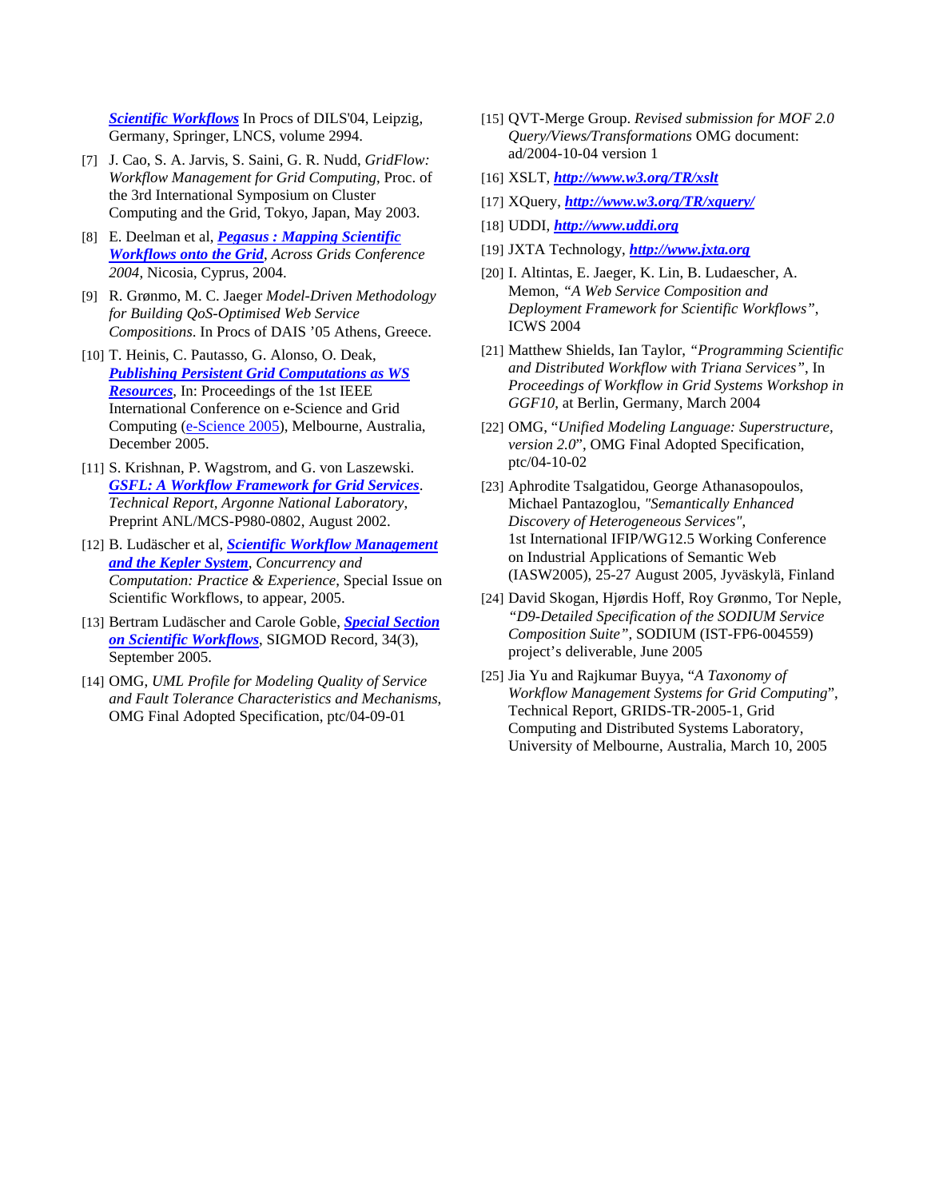*Scientific Workflows* In Procs of DILS'04, Leipzig, Germany, Springer, LNCS, volume 2994.

[7] J. Cao, S. A. Jarvis, S. Saini, G. R. Nudd, *GridFlow: Workflow Management for Grid Computing*, Proc. of the 3rd International Symposium on Cluster Computing and the Grid, Tokyo, Japan, May 2003.

[8] E. Deelman et al, ***Pegasus : Mapping Scientific Workflows onto the Grid***, *Across Grids Conference 2004*, Nicosia, Cyprus, 2004.

[9] R. Grønmo, M. C. Jaeger *Model-Driven Methodology for Building QoS-Optimised Web Service Compositions*. In Procs of DAIS '05 Athens, Greece.

[10] T. Heinis, C. Pautasso, G. Alonso, O. Deak, ***Publishing Persistent Grid Computations as WS Resources***, In: Proceedings of the 1st IEEE International Conference on e-Science and Grid Computing (e-Science 2005), Melbourne, Australia, December 2005.

[11] S. Krishnan, P. Wagstrom, and G. von Laszewski. ***GSFL: A Workflow Framework for Grid Services***. *Technical Report, Argonne National Laboratory*, Preprint ANL/MCS-P980-0802, August 2002.

[12] B. Ludäscher et al, ***Scientific Workflow Management and the Kepler System***, *Concurrency and Computation: Practice & Experience*, Special Issue on Scientific Workflows, to appear, 2005.

[13] Bertram Ludäscher and Carole Goble, ***Special Section on Scientific Workflows***, SIGMOD Record, 34(3), September 2005.

[14] OMG, *UML Profile for Modeling Quality of Service and Fault Tolerance Characteristics and Mechanisms*, OMG Final Adopted Specification, ptc/04-09-01

[15] QVT-Merge Group. *Revised submission for MOF 2.0 Query/Views/Transformations* OMG document: ad/2004-10-04 version 1

[16] XSLT, ***http://www.w3.org/TR/xslt***

[17] XQuery, ***http://www.w3.org/TR/xquery/***

[18] UDDI, ***http://www.uddi.org***

[19] JXTA Technology, ***http://www.jxta.org***

[20] I. Altintas, E. Jaeger, K. Lin, B. Ludaescher, A. Memon, *"A Web Service Composition and Deployment Framework for Scientific Workflows"*, ICWS 2004

[21] Matthew Shields, Ian Taylor, *"Programming Scientific and Distributed Workflow with Triana Services"*, In *Proceedings of Workflow in Grid Systems Workshop in GGF10*, at Berlin, Germany, March 2004

[22] OMG, "*Unified Modeling Language: Superstructure, version 2.0*", OMG Final Adopted Specification, ptc/04-10-02

[23] Aphrodite Tsalgatidou, George Athanasopoulos, Michael Pantazoglou, *"Semantically Enhanced Discovery of Heterogeneous Services"*, 1st International IFIP/WG12.5 Working Conference on Industrial Applications of Semantic Web (IASW2005), 25-27 August 2005, Jyväskylä, Finland

[24] David Skogan, Hjørdis Hoff, Roy Grønmo, Tor Neple, *"D9-Detailed Specification of the SODIUM Service Composition Suite"*, SODIUM (IST-FP6-004559) project's deliverable, June 2005

[25] Jia Yu and Rajkumar Buyya, "*A Taxonomy of Workflow Management Systems for Grid Computing*", Technical Report, GRIDS-TR-2005-1, Grid Computing and Distributed Systems Laboratory, University of Melbourne, Australia, March 10, 2005